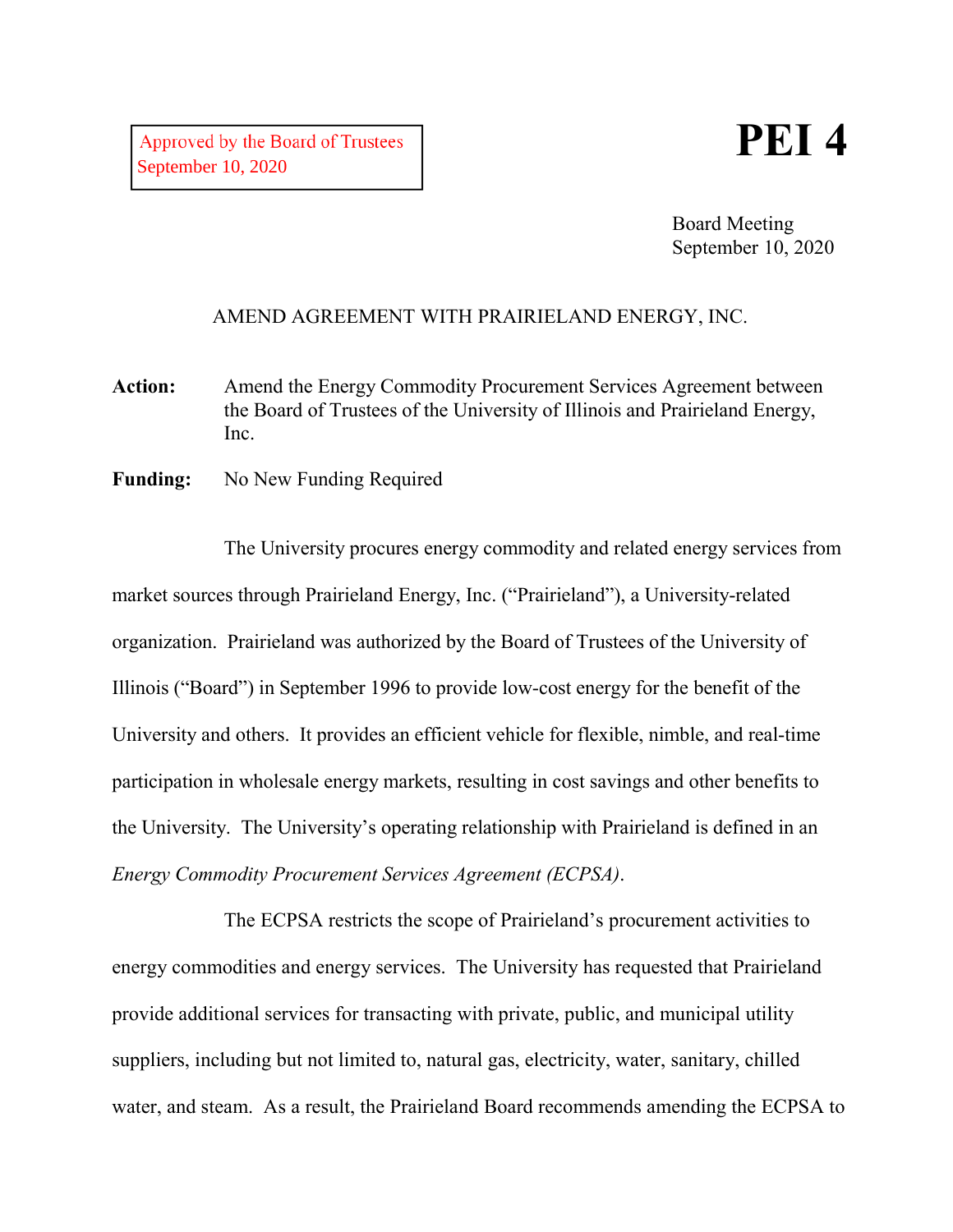Approved by the Board of Trustees
September 10, 2020

# PEI 4

Board Meeting
September 10, 2020

## AMEND AGREEMENT WITH PRAIRIELAND ENERGY, INC.

**Action:** Amend the Energy Commodity Procurement Services Agreement between the Board of Trustees of the University of Illinois and Prairieland Energy, Inc.

**Funding:** No New Funding Required

The University procures energy commodity and related energy services from market sources through Prairieland Energy, Inc. ("Prairieland"), a University-related organization. Prairieland was authorized by the Board of Trustees of the University of Illinois ("Board") in September 1996 to provide low-cost energy for the benefit of the University and others. It provides an efficient vehicle for flexible, nimble, and real-time participation in wholesale energy markets, resulting in cost savings and other benefits to the University. The University's operating relationship with Prairieland is defined in an *Energy Commodity Procurement Services Agreement (ECPSA)*.

The ECPSA restricts the scope of Prairieland's procurement activities to energy commodities and energy services. The University has requested that Prairieland provide additional services for transacting with private, public, and municipal utility suppliers, including but not limited to, natural gas, electricity, water, sanitary, chilled water, and steam. As a result, the Prairieland Board recommends amending the ECPSA to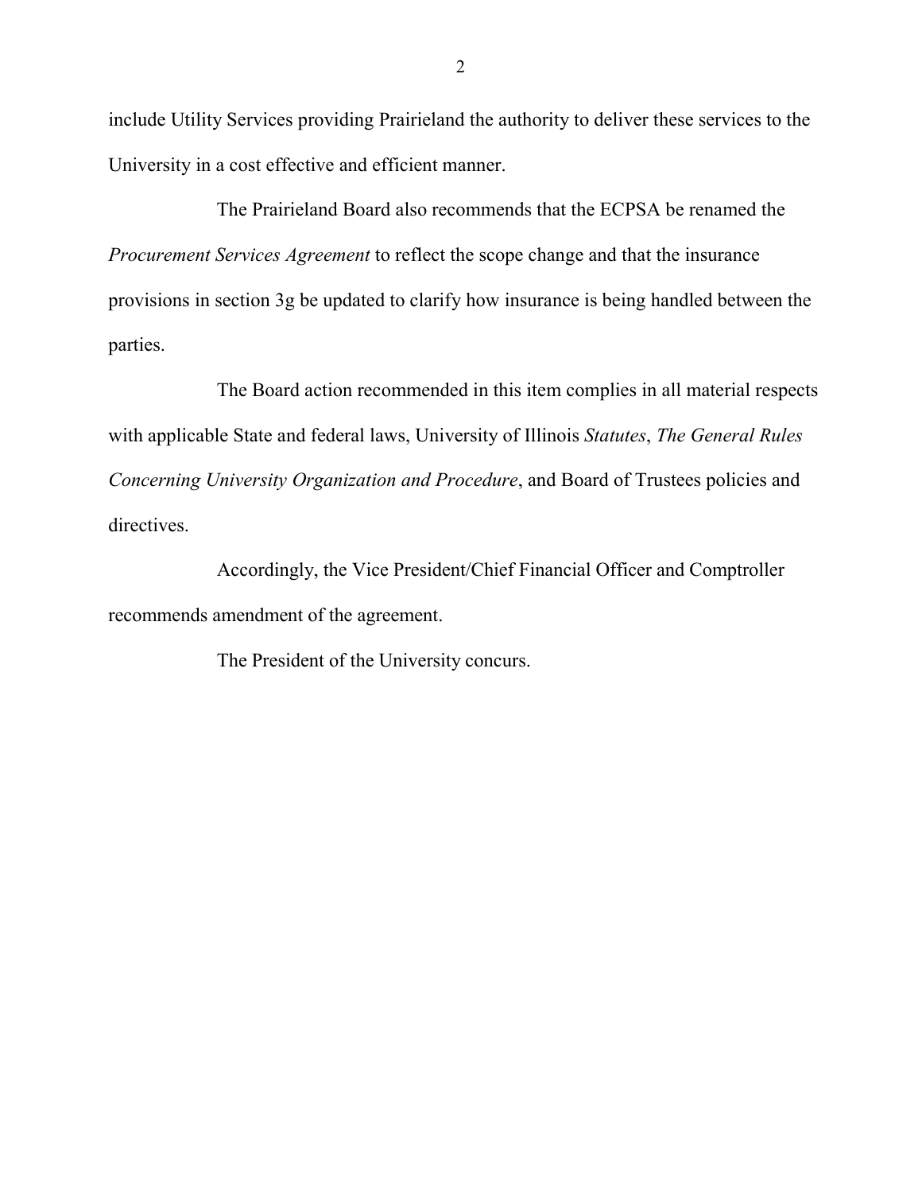include Utility Services providing Prairieland the authority to deliver these services to the University in a cost effective and efficient manner.

The Prairieland Board also recommends that the ECPSA be renamed the *Procurement Services Agreement* to reflect the scope change and that the insurance provisions in section 3g be updated to clarify how insurance is being handled between the parties.

The Board action recommended in this item complies in all material respects with applicable State and federal laws, University of Illinois *Statutes*, *The General Rules Concerning University Organization and Procedure*, and Board of Trustees policies and directives.

Accordingly, the Vice President/Chief Financial Officer and Comptroller recommends amendment of the agreement.

The President of the University concurs.